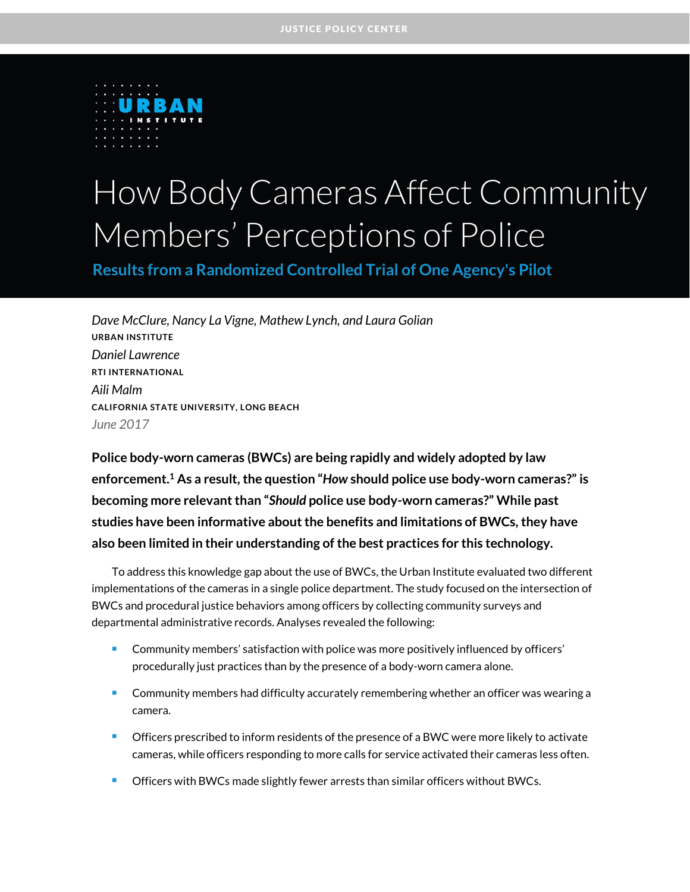JUSTICE POLICY CENTER

URBAN INSTITUTE

# How Body Cameras Affect Community Members' Perceptions of Police

## Results from a Randomized Controlled Trial of One Agency's Pilot

*Dave McClure, Nancy La Vigne, Mathew Lynch, and Laura Golian*
URBAN INSTITUTE
*Daniel Lawrence*
RTI INTERNATIONAL
*Aili Malm*
CALIFORNIA STATE UNIVERSITY, LONG BEACH
*June 2017*

**Police body-worn cameras (BWCs) are being rapidly and widely adopted by law enforcement.[1] As a result, the question "*How* should police use body-worn cameras?" is becoming more relevant than "*Should* police use body-worn cameras?" While past studies have been informative about the benefits and limitations of BWCs, they have also been limited in their understanding of the best practices for this technology.**

To address this knowledge gap about the use of BWCs, the Urban Institute evaluated two different implementations of the cameras in a single police department. The study focused on the intersection of BWCs and procedural justice behaviors among officers by collecting community surveys and departmental administrative records. Analyses revealed the following:

- Community members' satisfaction with police was more positively influenced by officers' procedurally just practices than by the presence of a body-worn camera alone.
- Community members had difficulty accurately remembering whether an officer was wearing a camera.
- Officers prescribed to inform residents of the presence of a BWC were more likely to activate cameras, while officers responding to more calls for service activated their cameras less often.
- Officers with BWCs made slightly fewer arrests than similar officers without BWCs.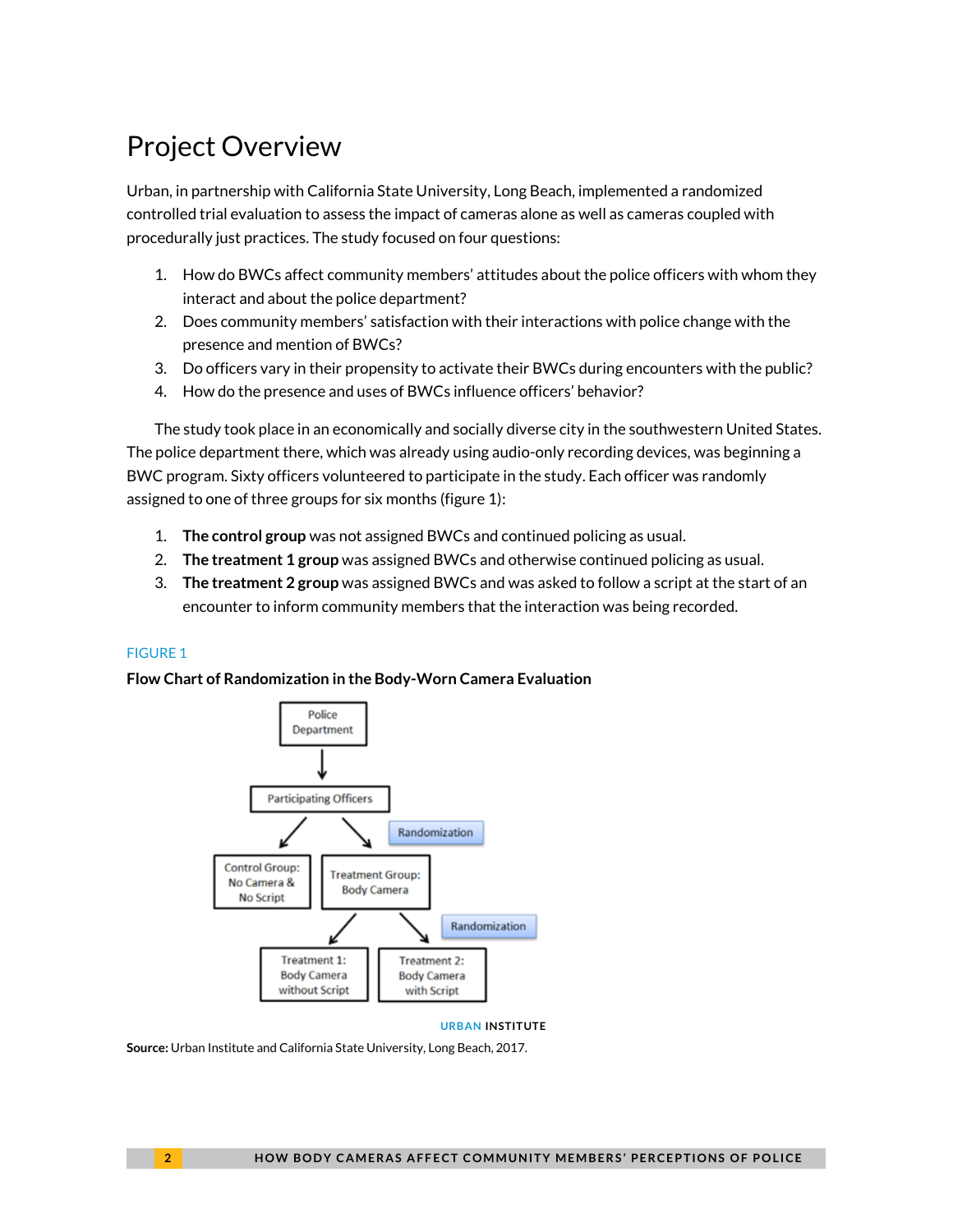# Project Overview

Urban, in partnership with California State University, Long Beach, implemented a randomized controlled trial evaluation to assess the impact of cameras alone as well as cameras coupled with procedurally just practices. The study focused on four questions:

1. How do BWCs affect community members' attitudes about the police officers with whom they interact and about the police department?
2. Does community members' satisfaction with their interactions with police change with the presence and mention of BWCs?
3. Do officers vary in their propensity to activate their BWCs during encounters with the public?
4. How do the presence and uses of BWCs influence officers' behavior?

The study took place in an economically and socially diverse city in the southwestern United States. The police department there, which was already using audio-only recording devices, was beginning a BWC program. Sixty officers volunteered to participate in the study. Each officer was randomly assigned to one of three groups for six months (figure 1):

1. **The control group** was not assigned BWCs and continued policing as usual.
2. **The treatment 1 group** was assigned BWCs and otherwise continued policing as usual.
3. **The treatment 2 group** was assigned BWCs and was asked to follow a script at the start of an encounter to inform community members that the interaction was being recorded.

FIGURE 1

**Flow Chart of Randomization in the Body-Worn Camera Evaluation**

Police Department → Participating Officers → (Randomization) → Control Group: No Camera & No Script; Treatment Group: Body Camera → (Randomization) → Treatment 1: Body Camera without Script; Treatment 2: Body Camera with Script

URBAN INSTITUTE

**Source:** Urban Institute and California State University, Long Beach, 2017.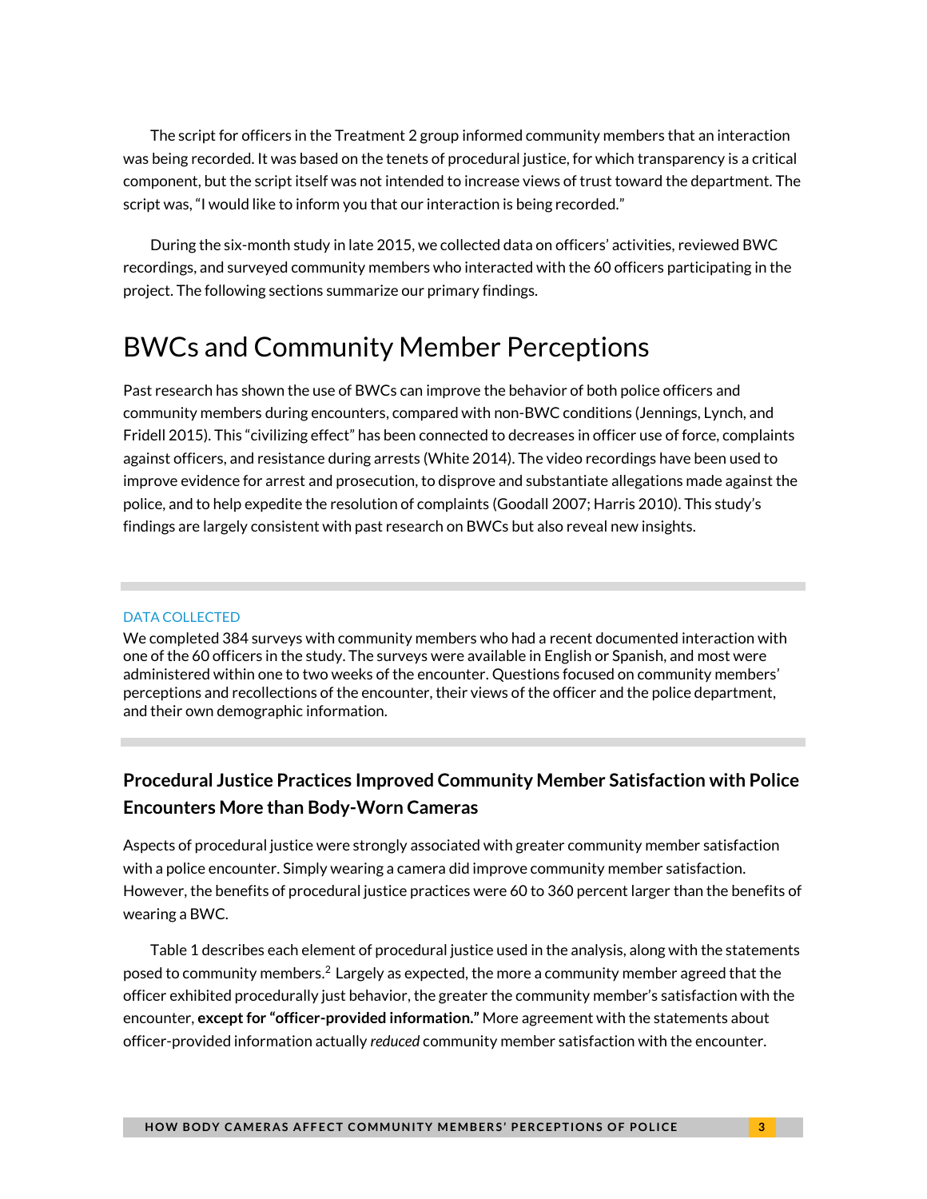The script for officers in the Treatment 2 group informed community members that an interaction was being recorded. It was based on the tenets of procedural justice, for which transparency is a critical component, but the script itself was not intended to increase views of trust toward the department. The script was, "I would like to inform you that our interaction is being recorded."

During the six-month study in late 2015, we collected data on officers' activities, reviewed BWC recordings, and surveyed community members who interacted with the 60 officers participating in the project. The following sections summarize our primary findings.

## BWCs and Community Member Perceptions

Past research has shown the use of BWCs can improve the behavior of both police officers and community members during encounters, compared with non-BWC conditions (Jennings, Lynch, and Fridell 2015). This "civilizing effect" has been connected to decreases in officer use of force, complaints against officers, and resistance during arrests (White 2014). The video recordings have been used to improve evidence for arrest and prosecution, to disprove and substantiate allegations made against the police, and to help expedite the resolution of complaints (Goodall 2007; Harris 2010). This study's findings are largely consistent with past research on BWCs but also reveal new insights.

DATA COLLECTED

We completed 384 surveys with community members who had a recent documented interaction with one of the 60 officers in the study. The surveys were available in English or Spanish, and most were administered within one to two weeks of the encounter. Questions focused on community members' perceptions and recollections of the encounter, their views of the officer and the police department, and their own demographic information.

### Procedural Justice Practices Improved Community Member Satisfaction with Police Encounters More than Body-Worn Cameras

Aspects of procedural justice were strongly associated with greater community member satisfaction with a police encounter. Simply wearing a camera did improve community member satisfaction. However, the benefits of procedural justice practices were 60 to 360 percent larger than the benefits of wearing a BWC.

Table 1 describes each element of procedural justice used in the analysis, along with the statements posed to community members.[2] Largely as expected, the more a community member agreed that the officer exhibited procedurally just behavior, the greater the community member's satisfaction with the encounter, **except for "officer-provided information."** More agreement with the statements about officer-provided information actually *reduced* community member satisfaction with the encounter.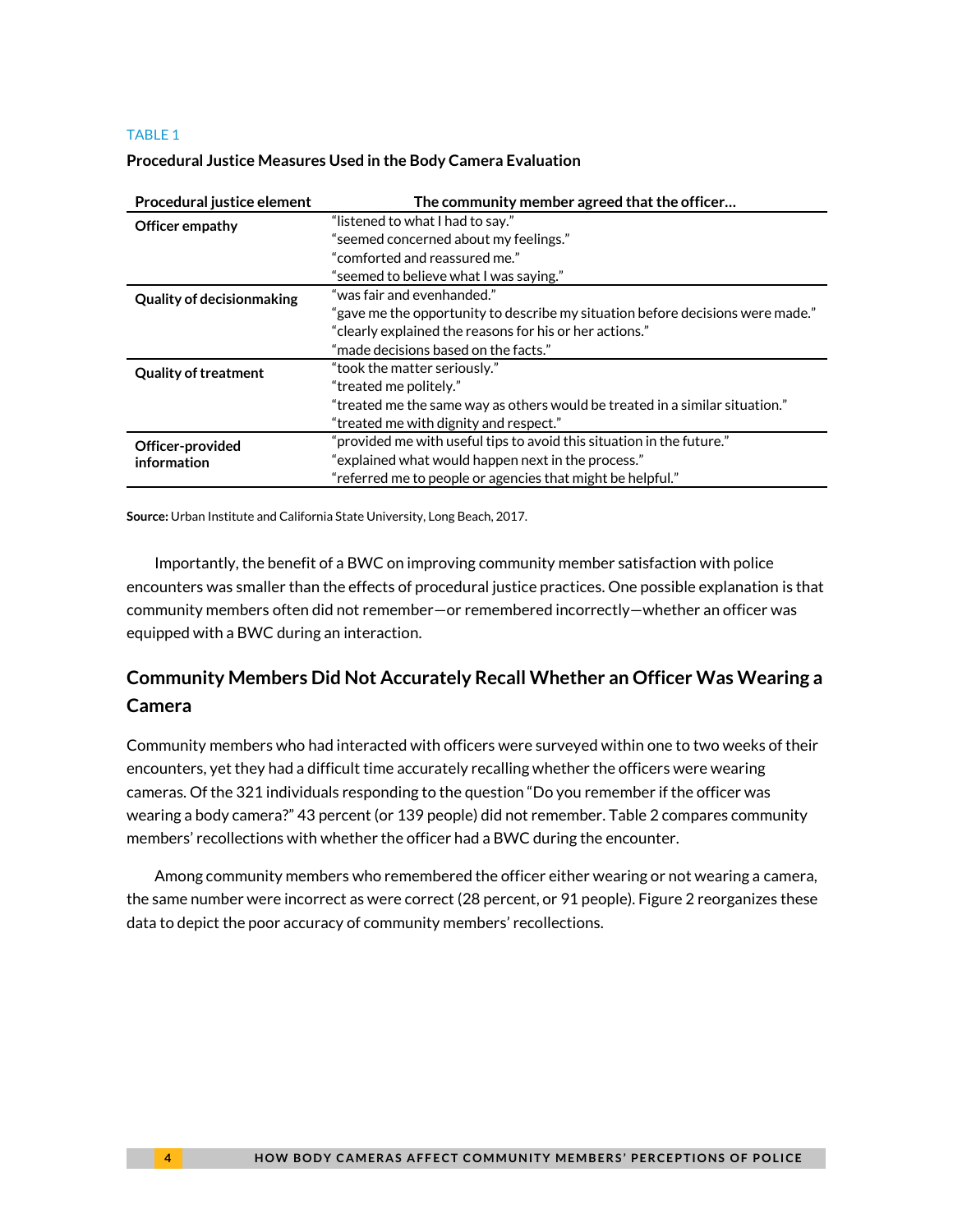TABLE 1

**Procedural Justice Measures Used in the Body Camera Evaluation**

| Procedural justice element | The community member agreed that the officer… |
|---|---|
| **Officer empathy** | "listened to what I had to say." |
| | "seemed concerned about my feelings." |
| | "comforted and reassured me." |
| | "seemed to believe what I was saying." |
| **Quality of decisionmaking** | "was fair and evenhanded." |
| | "gave me the opportunity to describe my situation before decisions were made." |
| | "clearly explained the reasons for his or her actions." |
| | "made decisions based on the facts." |
| **Quality of treatment** | "took the matter seriously." |
| | "treated me politely." |
| | "treated me the same way as others would be treated in a similar situation." |
| | "treated me with dignity and respect." |
| **Officer-provided information** | "provided me with useful tips to avoid this situation in the future." |
| | "explained what would happen next in the process." |
| | "referred me to people or agencies that might be helpful." |

**Source:** Urban Institute and California State University, Long Beach, 2017.

Importantly, the benefit of a BWC on improving community member satisfaction with police encounters was smaller than the effects of procedural justice practices. One possible explanation is that community members often did not remember—or remembered incorrectly—whether an officer was equipped with a BWC during an interaction.

## Community Members Did Not Accurately Recall Whether an Officer Was Wearing a Camera

Community members who had interacted with officers were surveyed within one to two weeks of their encounters, yet they had a difficult time accurately recalling whether the officers were wearing cameras. Of the 321 individuals responding to the question "Do you remember if the officer was wearing a body camera?" 43 percent (or 139 people) did not remember. Table 2 compares community members' recollections with whether the officer had a BWC during the encounter.

Among community members who remembered the officer either wearing or not wearing a camera, the same number were incorrect as were correct (28 percent, or 91 people). Figure 2 reorganizes these data to depict the poor accuracy of community members' recollections.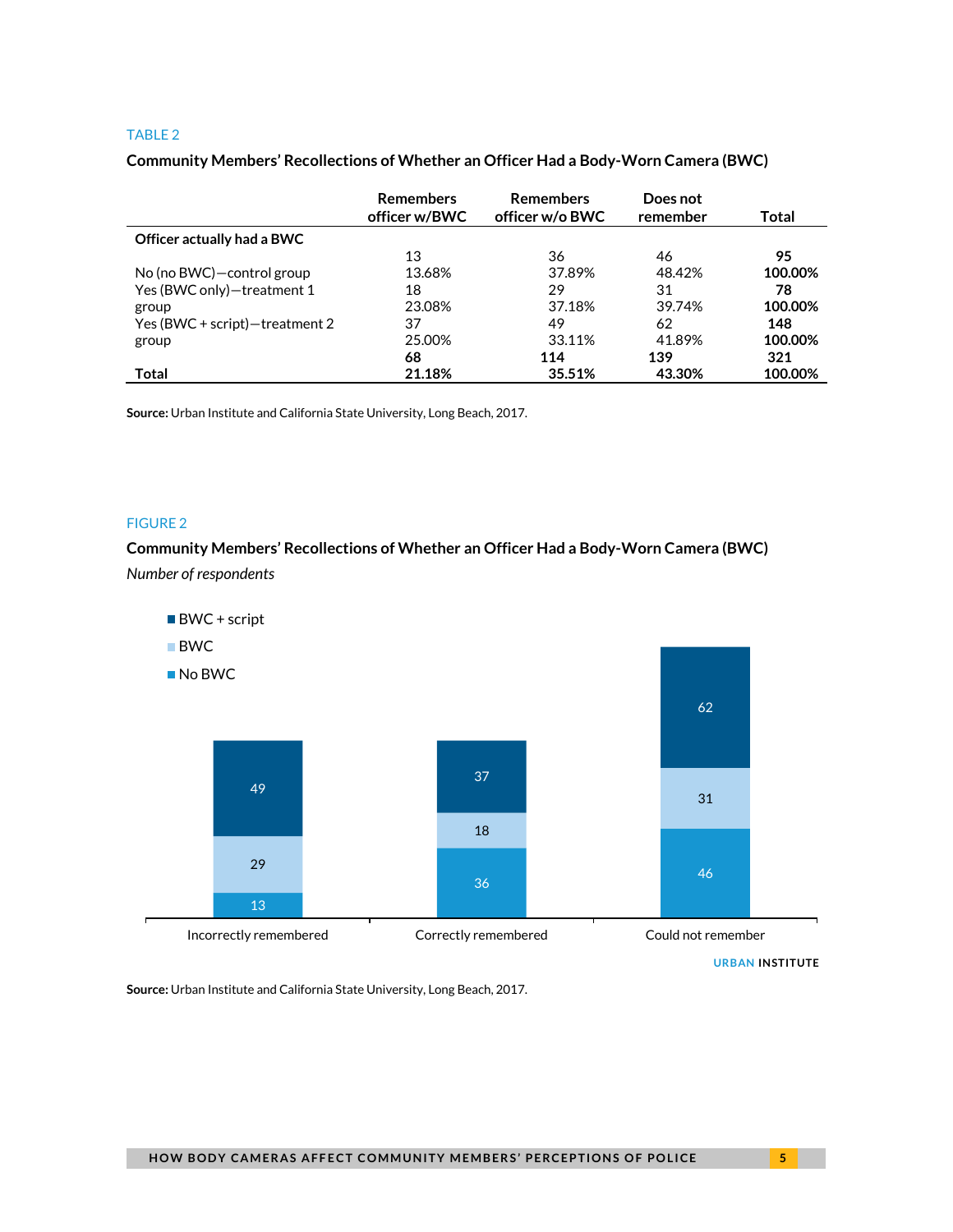TABLE 2

**Community Members' Recollections of Whether an Officer Had a Body-Worn Camera (BWC)**

| | Remembers officer w/BWC | Remembers officer w/o BWC | Does not remember | Total |
|---|---|---|---|---|
| **Officer actually had a BWC** | | | | |
| No (no BWC)—control group | 13<br>13.68% | 36<br>37.89% | 46<br>48.42% | **95**<br>**100.00%** |
| Yes (BWC only)—treatment 1 group | 18<br>23.08% | 29<br>37.18% | 31<br>39.74% | **78**<br>**100.00%** |
| Yes (BWC + script)—treatment 2 group | 37<br>25.00% | 49<br>33.11% | 62<br>41.89% | **148**<br>**100.00%** |
| **Total** | **68**<br>**21.18%** | **114**<br>**35.51%** | **139**<br>**43.30%** | **321**<br>**100.00%** |

**Source:** Urban Institute and California State University, Long Beach, 2017.

FIGURE 2

**Community Members' Recollections of Whether an Officer Had a Body-Worn Camera (BWC)**

*Number of respondents*

| | Incorrectly remembered | Correctly remembered | Could not remember |
|---|---|---|---|
| BWC + script | 49 | 37 | 62 |
| BWC | 29 | 18 | 31 |
| No BWC | 13 | 36 | 46 |

URBAN INSTITUTE

**Source:** Urban Institute and California State University, Long Beach, 2017.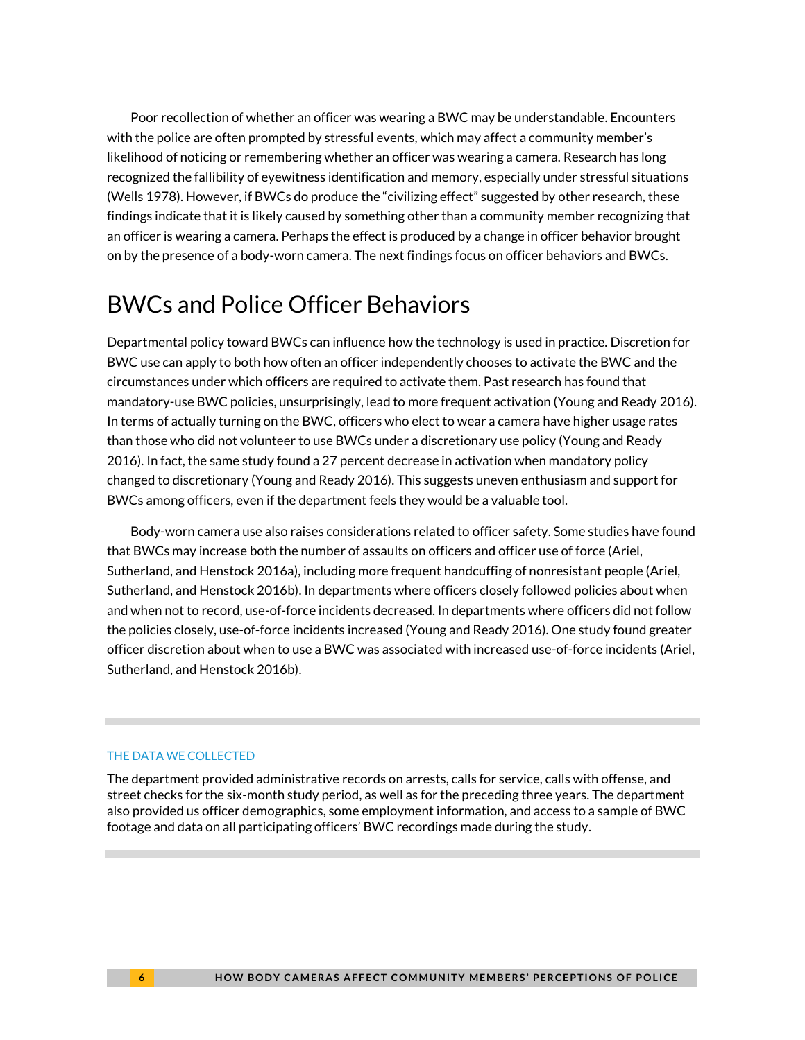Poor recollection of whether an officer was wearing a BWC may be understandable. Encounters with the police are often prompted by stressful events, which may affect a community member's likelihood of noticing or remembering whether an officer was wearing a camera. Research has long recognized the fallibility of eyewitness identification and memory, especially under stressful situations (Wells 1978). However, if BWCs do produce the "civilizing effect" suggested by other research, these findings indicate that it is likely caused by something other than a community member recognizing that an officer is wearing a camera. Perhaps the effect is produced by a change in officer behavior brought on by the presence of a body-worn camera. The next findings focus on officer behaviors and BWCs.

## BWCs and Police Officer Behaviors

Departmental policy toward BWCs can influence how the technology is used in practice. Discretion for BWC use can apply to both how often an officer independently chooses to activate the BWC and the circumstances under which officers are required to activate them. Past research has found that mandatory-use BWC policies, unsurprisingly, lead to more frequent activation (Young and Ready 2016). In terms of actually turning on the BWC, officers who elect to wear a camera have higher usage rates than those who did not volunteer to use BWCs under a discretionary use policy (Young and Ready 2016). In fact, the same study found a 27 percent decrease in activation when mandatory policy changed to discretionary (Young and Ready 2016). This suggests uneven enthusiasm and support for BWCs among officers, even if the department feels they would be a valuable tool.

Body-worn camera use also raises considerations related to officer safety. Some studies have found that BWCs may increase both the number of assaults on officers and officer use of force (Ariel, Sutherland, and Henstock 2016a), including more frequent handcuffing of nonresistant people (Ariel, Sutherland, and Henstock 2016b). In departments where officers closely followed policies about when and when not to record, use-of-force incidents decreased. In departments where officers did not follow the policies closely, use-of-force incidents increased (Young and Ready 2016). One study found greater officer discretion about when to use a BWC was associated with increased use-of-force incidents (Ariel, Sutherland, and Henstock 2016b).

### THE DATA WE COLLECTED

The department provided administrative records on arrests, calls for service, calls with offense, and street checks for the six-month study period, as well as for the preceding three years. The department also provided us officer demographics, some employment information, and access to a sample of BWC footage and data on all participating officers' BWC recordings made during the study.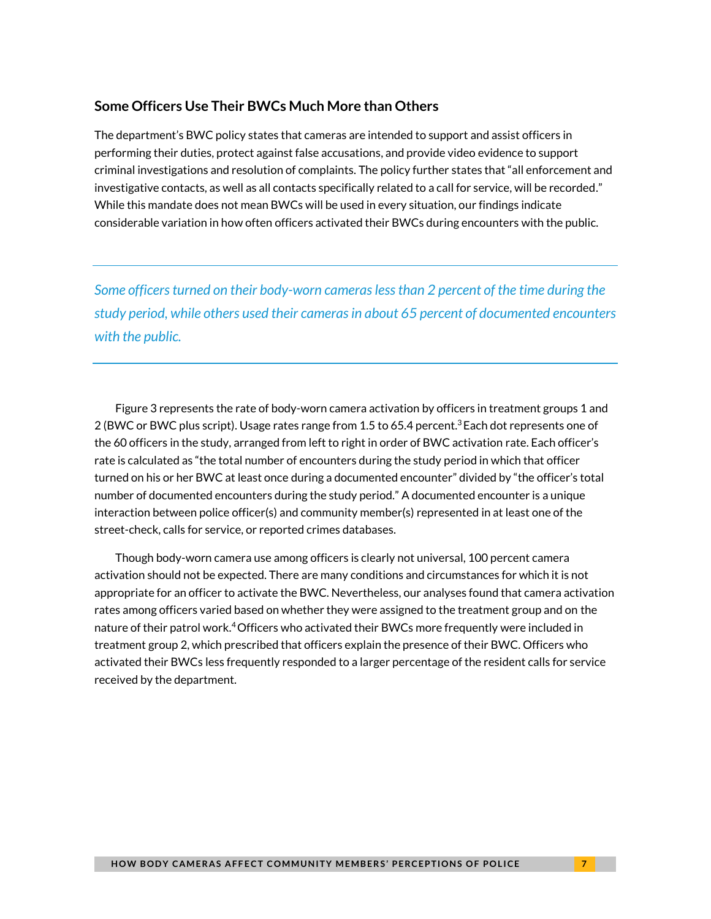### Some Officers Use Their BWCs Much More than Others

The department's BWC policy states that cameras are intended to support and assist officers in performing their duties, protect against false accusations, and provide video evidence to support criminal investigations and resolution of complaints. The policy further states that "all enforcement and investigative contacts, as well as all contacts specifically related to a call for service, will be recorded." While this mandate does not mean BWCs will be used in every situation, our findings indicate considerable variation in how often officers activated their BWCs during encounters with the public.

---

*Some officers turned on their body-worn cameras less than 2 percent of the time during the study period, while others used their cameras in about 65 percent of documented encounters with the public.*

---

Figure 3 represents the rate of body-worn camera activation by officers in treatment groups 1 and 2 (BWC or BWC plus script). Usage rates range from 1.5 to 65.4 percent.[3] Each dot represents one of the 60 officers in the study, arranged from left to right in order of BWC activation rate. Each officer's rate is calculated as "the total number of encounters during the study period in which that officer turned on his or her BWC at least once during a documented encounter" divided by "the officer's total number of documented encounters during the study period." A documented encounter is a unique interaction between police officer(s) and community member(s) represented in at least one of the street-check, calls for service, or reported crimes databases.

Though body-worn camera use among officers is clearly not universal, 100 percent camera activation should not be expected. There are many conditions and circumstances for which it is not appropriate for an officer to activate the BWC. Nevertheless, our analyses found that camera activation rates among officers varied based on whether they were assigned to the treatment group and on the nature of their patrol work.[4] Officers who activated their BWCs more frequently were included in treatment group 2, which prescribed that officers explain the presence of their BWC. Officers who activated their BWCs less frequently responded to a larger percentage of the resident calls for service received by the department.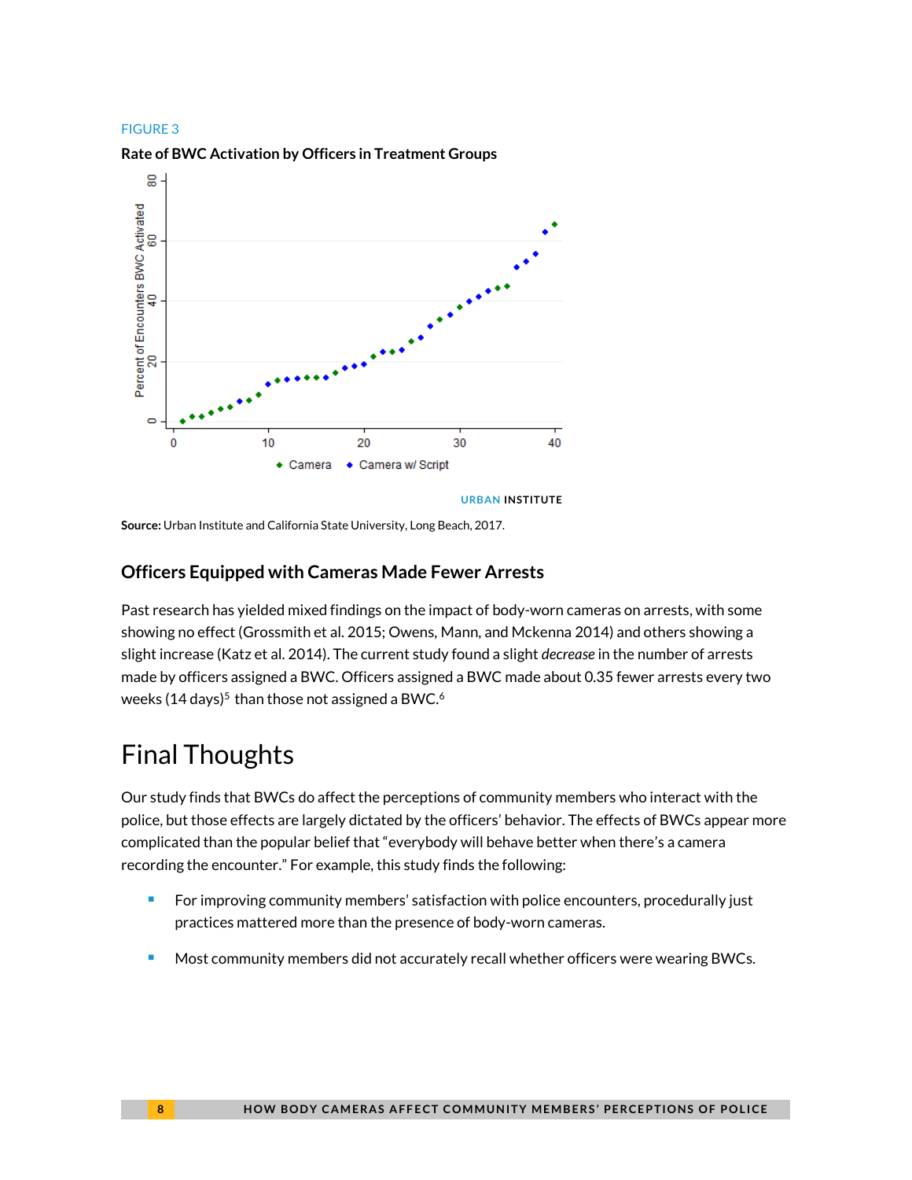FIGURE 3

**Rate of BWC Activation by Officers in Treatment Groups**

**Source:** Urban Institute and California State University, Long Beach, 2017.

### Officers Equipped with Cameras Made Fewer Arrests

Past research has yielded mixed findings on the impact of body-worn cameras on arrests, with some showing no effect (Grossmith et al. 2015; Owens, Mann, and Mckenna 2014) and others showing a slight increase (Katz et al. 2014). The current study found a slight *decrease* in the number of arrests made by officers assigned a BWC. Officers assigned a BWC made about 0.35 fewer arrests every two weeks (14 days)[5] than those not assigned a BWC.[6]

## Final Thoughts

Our study finds that BWCs do affect the perceptions of community members who interact with the police, but those effects are largely dictated by the officers' behavior. The effects of BWCs appear more complicated than the popular belief that "everybody will behave better when there's a camera recording the encounter." For example, this study finds the following:

- For improving community members' satisfaction with police encounters, procedurally just practices mattered more than the presence of body-worn cameras.
- Most community members did not accurately recall whether officers were wearing BWCs.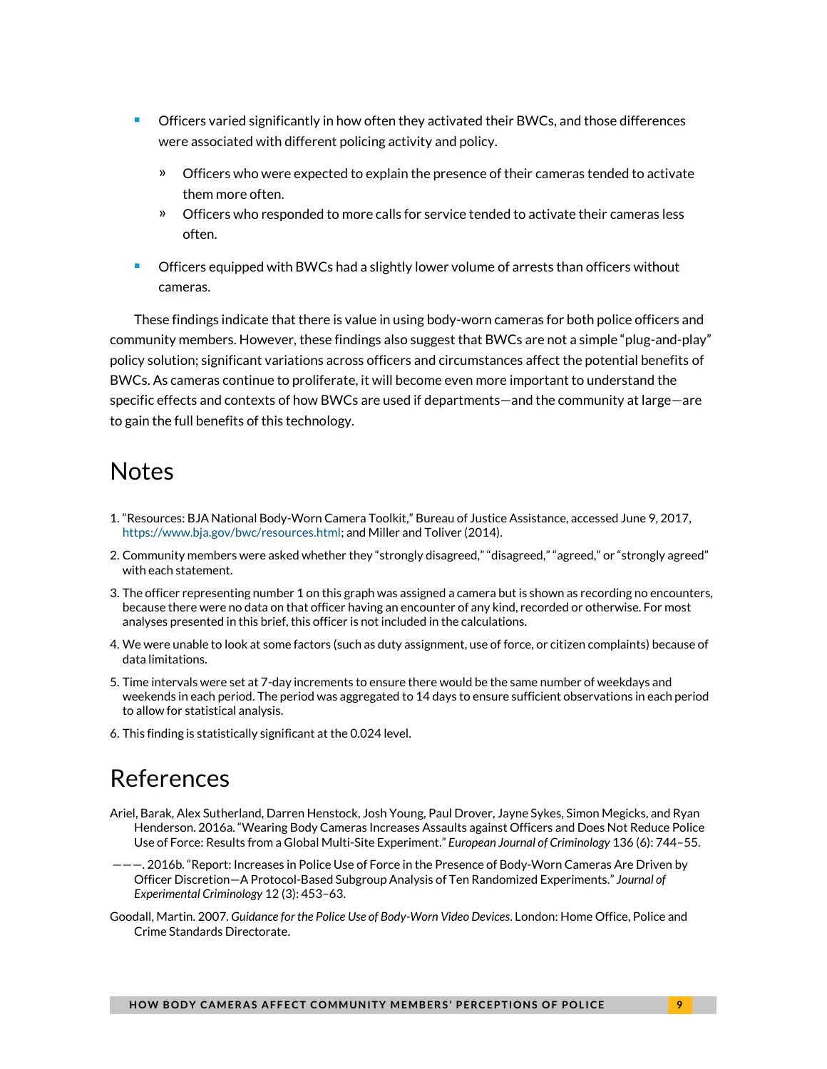- Officers varied significantly in how often they activated their BWCs, and those differences were associated with different policing activity and policy.
  - Officers who were expected to explain the presence of their cameras tended to activate them more often.
  - Officers who responded to more calls for service tended to activate their cameras less often.
- Officers equipped with BWCs had a slightly lower volume of arrests than officers without cameras.

These findings indicate that there is value in using body-worn cameras for both police officers and community members. However, these findings also suggest that BWCs are not a simple "plug-and-play" policy solution; significant variations across officers and circumstances affect the potential benefits of BWCs. As cameras continue to proliferate, it will become even more important to understand the specific effects and contexts of how BWCs are used if departments—and the community at large—are to gain the full benefits of this technology.

## Notes

1. "Resources: BJA National Body-Worn Camera Toolkit," Bureau of Justice Assistance, accessed June 9, 2017, https://www.bja.gov/bwc/resources.html; and Miller and Toliver (2014).
2. Community members were asked whether they "strongly disagreed," "disagreed," "agreed," or "strongly agreed" with each statement.
3. The officer representing number 1 on this graph was assigned a camera but is shown as recording no encounters, because there were no data on that officer having an encounter of any kind, recorded or otherwise. For most analyses presented in this brief, this officer is not included in the calculations.
4. We were unable to look at some factors (such as duty assignment, use of force, or citizen complaints) because of data limitations.
5. Time intervals were set at 7-day increments to ensure there would be the same number of weekdays and weekends in each period. The period was aggregated to 14 days to ensure sufficient observations in each period to allow for statistical analysis.
6. This finding is statistically significant at the 0.024 level.

## References

Ariel, Barak, Alex Sutherland, Darren Henstock, Josh Young, Paul Drover, Jayne Sykes, Simon Megicks, and Ryan Henderson. 2016a. "Wearing Body Cameras Increases Assaults against Officers and Does Not Reduce Police Use of Force: Results from a Global Multi-Site Experiment." *European Journal of Criminology* 136 (6): 744–55.

———. 2016b. "Report: Increases in Police Use of Force in the Presence of Body-Worn Cameras Are Driven by Officer Discretion—A Protocol-Based Subgroup Analysis of Ten Randomized Experiments." *Journal of Experimental Criminology* 12 (3): 453–63.

Goodall, Martin. 2007. *Guidance for the Police Use of Body-Worn Video Devices*. London: Home Office, Police and Crime Standards Directorate.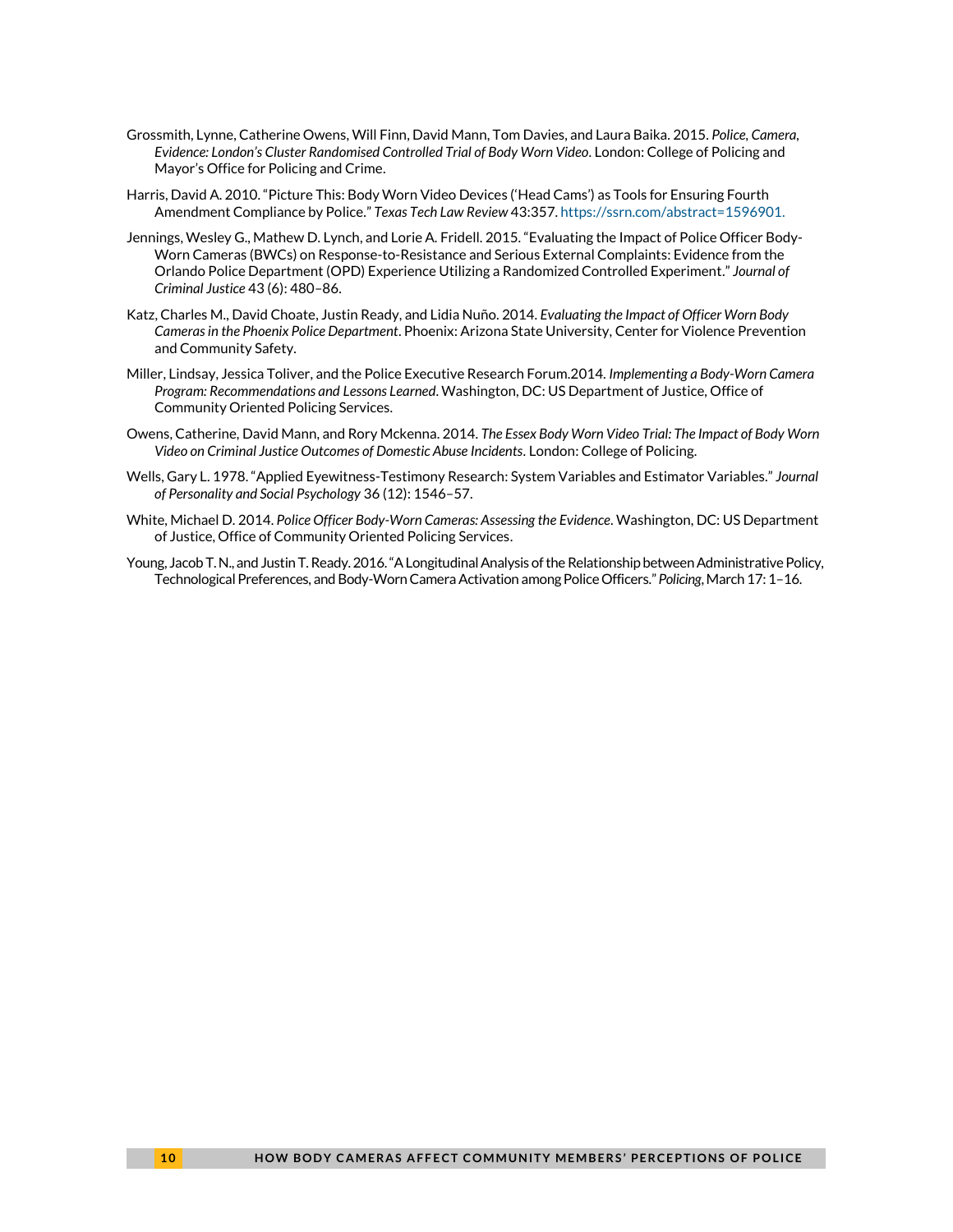Grossmith, Lynne, Catherine Owens, Will Finn, David Mann, Tom Davies, and Laura Baika. 2015. *Police, Camera, Evidence: London's Cluster Randomised Controlled Trial of Body Worn Video*. London: College of Policing and Mayor's Office for Policing and Crime.

Harris, David A. 2010. "Picture This: Body Worn Video Devices ('Head Cams') as Tools for Ensuring Fourth Amendment Compliance by Police." *Texas Tech Law Review* 43:357. https://ssrn.com/abstract=1596901.

Jennings, Wesley G., Mathew D. Lynch, and Lorie A. Fridell. 2015. "Evaluating the Impact of Police Officer Body-Worn Cameras (BWCs) on Response-to-Resistance and Serious External Complaints: Evidence from the Orlando Police Department (OPD) Experience Utilizing a Randomized Controlled Experiment." *Journal of Criminal Justice* 43 (6): 480–86.

Katz, Charles M., David Choate, Justin Ready, and Lidia Nuño. 2014. *Evaluating the Impact of Officer Worn Body Cameras in the Phoenix Police Department*. Phoenix: Arizona State University, Center for Violence Prevention and Community Safety.

Miller, Lindsay, Jessica Toliver, and the Police Executive Research Forum.2014. *Implementing a Body-Worn Camera Program: Recommendations and Lessons Learned*. Washington, DC: US Department of Justice, Office of Community Oriented Policing Services.

Owens, Catherine, David Mann, and Rory Mckenna. 2014. *The Essex Body Worn Video Trial: The Impact of Body Worn Video on Criminal Justice Outcomes of Domestic Abuse Incidents*. London: College of Policing.

Wells, Gary L. 1978. "Applied Eyewitness-Testimony Research: System Variables and Estimator Variables." *Journal of Personality and Social Psychology* 36 (12): 1546–57.

White, Michael D. 2014. *Police Officer Body-Worn Cameras: Assessing the Evidence*. Washington, DC: US Department of Justice, Office of Community Oriented Policing Services.

Young, Jacob T. N., and Justin T. Ready. 2016. "A Longitudinal Analysis of the Relationship between Administrative Policy, Technological Preferences, and Body-Worn Camera Activation among Police Officers." *Policing*, March 17: 1–16.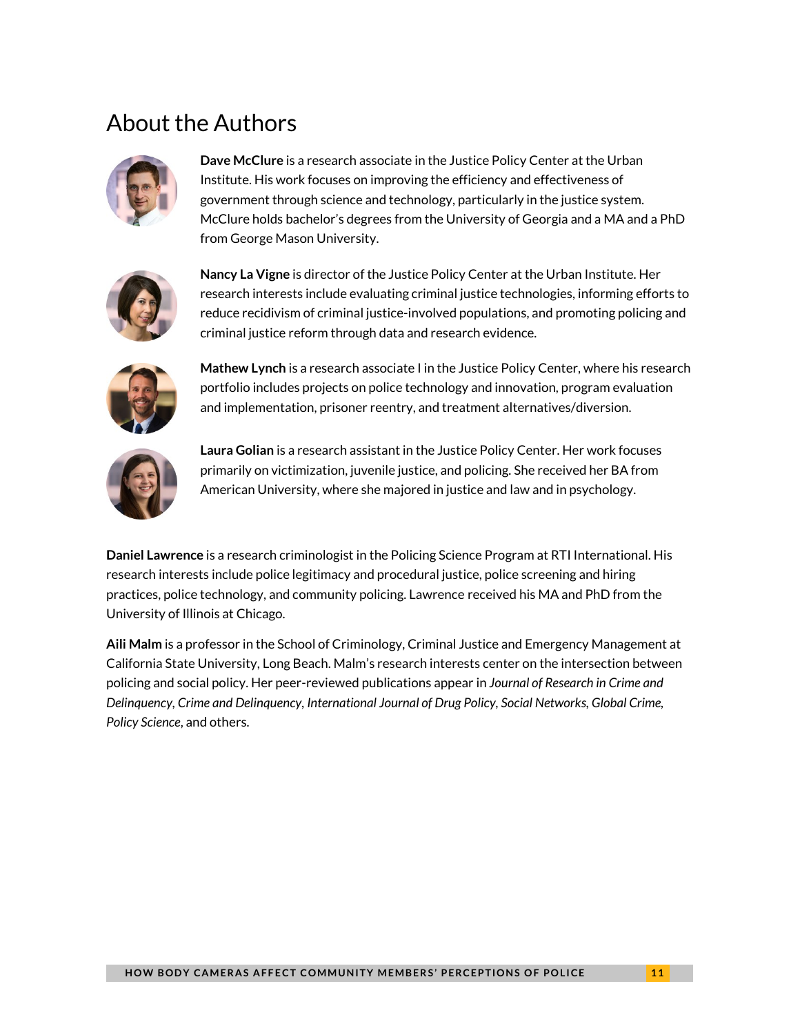# About the Authors

**Dave McClure** is a research associate in the Justice Policy Center at the Urban Institute. His work focuses on improving the efficiency and effectiveness of government through science and technology, particularly in the justice system. McClure holds bachelor's degrees from the University of Georgia and a MA and a PhD from George Mason University.

**Nancy La Vigne** is director of the Justice Policy Center at the Urban Institute. Her research interests include evaluating criminal justice technologies, informing efforts to reduce recidivism of criminal justice-involved populations, and promoting policing and criminal justice reform through data and research evidence.

**Mathew Lynch** is a research associate I in the Justice Policy Center, where his research portfolio includes projects on police technology and innovation, program evaluation and implementation, prisoner reentry, and treatment alternatives/diversion.

**Laura Golian** is a research assistant in the Justice Policy Center. Her work focuses primarily on victimization, juvenile justice, and policing. She received her BA from American University, where she majored in justice and law and in psychology.

**Daniel Lawrence** is a research criminologist in the Policing Science Program at RTI International. His research interests include police legitimacy and procedural justice, police screening and hiring practices, police technology, and community policing. Lawrence received his MA and PhD from the University of Illinois at Chicago.

**Aili Malm** is a professor in the School of Criminology, Criminal Justice and Emergency Management at California State University, Long Beach. Malm's research interests center on the intersection between policing and social policy. Her peer-reviewed publications appear in *Journal of Research in Crime and Delinquency*, *Crime and Delinquency*, *International Journal of Drug Policy*, *Social Networks*, *Global Crime*, *Policy Science*, and others.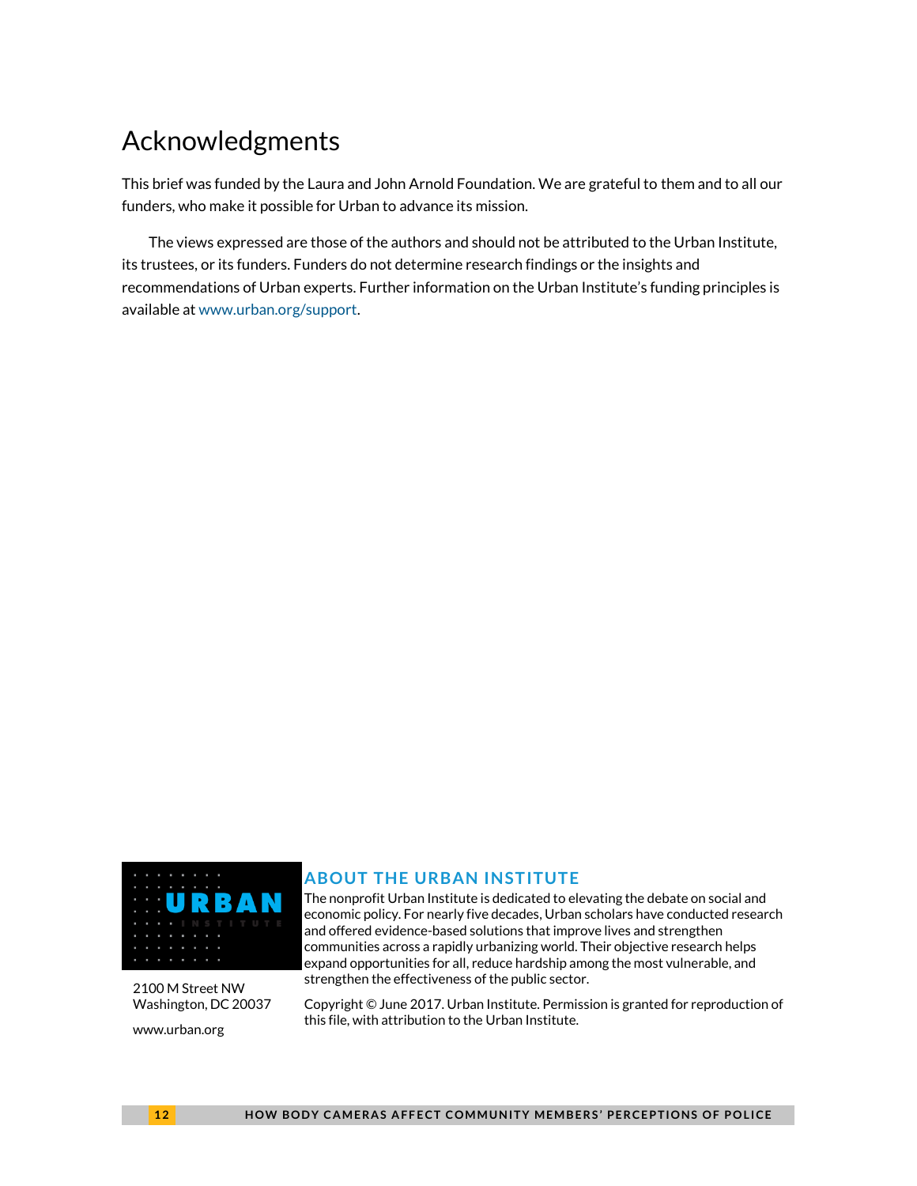# Acknowledgments

This brief was funded by the Laura and John Arnold Foundation. We are grateful to them and to all our funders, who make it possible for Urban to advance its mission.

The views expressed are those of the authors and should not be attributed to the Urban Institute, its trustees, or its funders. Funders do not determine research findings or the insights and recommendations of Urban experts. Further information on the Urban Institute's funding principles is available at www.urban.org/support.

URBAN INSTITUTE

2100 M Street NW
Washington, DC 20037

www.urban.org

## ABOUT THE URBAN INSTITUTE

The nonprofit Urban Institute is dedicated to elevating the debate on social and economic policy. For nearly five decades, Urban scholars have conducted research and offered evidence-based solutions that improve lives and strengthen communities across a rapidly urbanizing world. Their objective research helps expand opportunities for all, reduce hardship among the most vulnerable, and strengthen the effectiveness of the public sector.

Copyright © June 2017. Urban Institute. Permission is granted for reproduction of this file, with attribution to the Urban Institute.